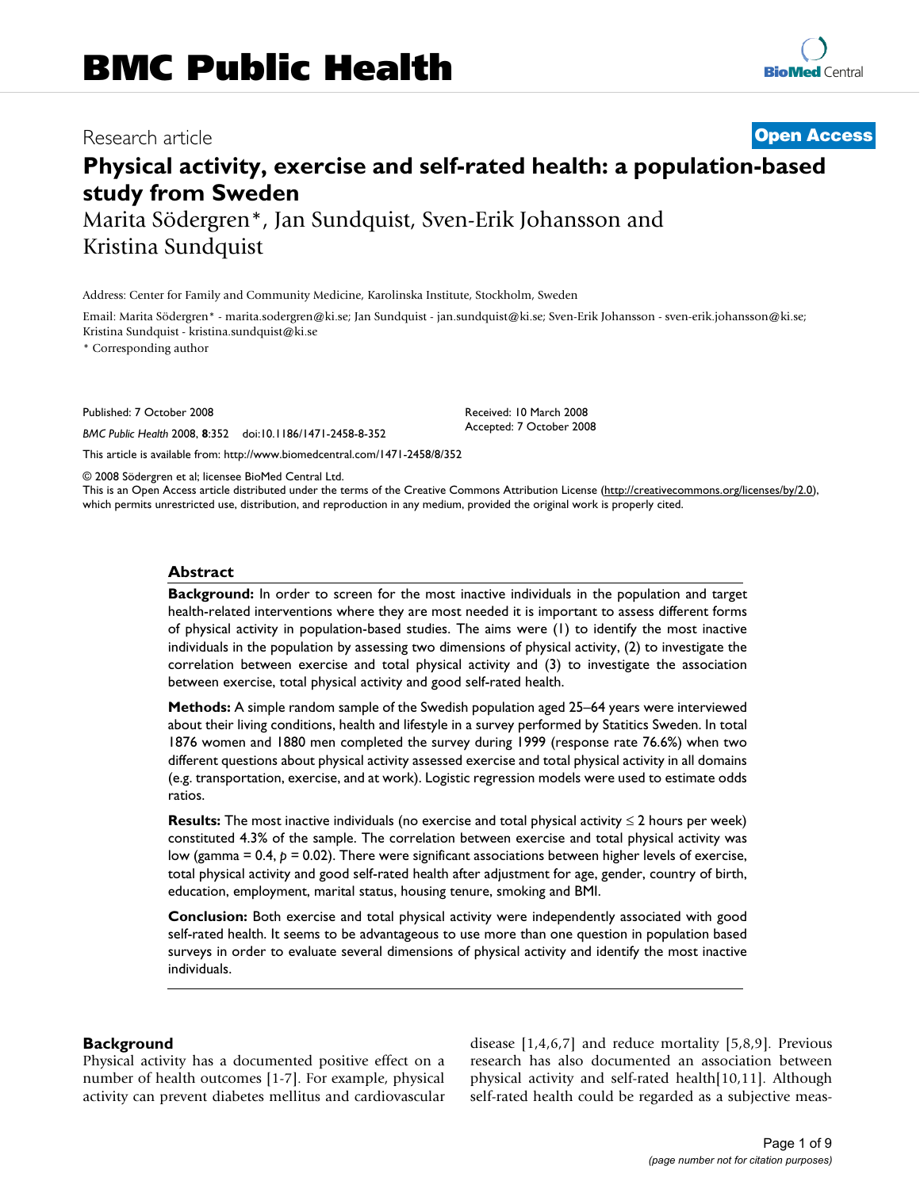# BMC Public Health

Research article **Open Access**

# Physical activity, exercise and self-rated health: a population-based study from Sweden

Marita Södergren*, Jan Sundquist, Sven-Erik Johansson and Kristina Sundquist

Address: Center for Family and Community Medicine, Karolinska Institute, Stockholm, Sweden

Email: Marita Södergren* - marita.sodergren@ki.se; Jan Sundquist - jan.sundquist@ki.se; Sven-Erik Johansson - sven-erik.johansson@ki.se; Kristina Sundquist - kristina.sundquist@ki.se

\* Corresponding author

Published: 7 October 2008

*BMC Public Health* 2008, **8**:352 doi:10.1186/1471-2458-8-352

Received: 10 March 2008
Accepted: 7 October 2008

This article is available from: http://www.biomedcentral.com/1471-2458/8/352

© 2008 Södergren et al; licensee BioMed Central Ltd.
This is an Open Access article distributed under the terms of the Creative Commons Attribution License (http://creativecommons.org/licenses/by/2.0), which permits unrestricted use, distribution, and reproduction in any medium, provided the original work is properly cited.

## Abstract

**Background:** In order to screen for the most inactive individuals in the population and target health-related interventions where they are most needed it is important to assess different forms of physical activity in population-based studies. The aims were (1) to identify the most inactive individuals in the population by assessing two dimensions of physical activity, (2) to investigate the correlation between exercise and total physical activity and (3) to investigate the association between exercise, total physical activity and good self-rated health.

**Methods:** A simple random sample of the Swedish population aged 25–64 years were interviewed about their living conditions, health and lifestyle in a survey performed by Statitics Sweden. In total 1876 women and 1880 men completed the survey during 1999 (response rate 76.6%) when two different questions about physical activity assessed exercise and total physical activity in all domains (e.g. transportation, exercise, and at work). Logistic regression models were used to estimate odds ratios.

**Results:** The most inactive individuals (no exercise and total physical activity ≤ 2 hours per week) constituted 4.3% of the sample. The correlation between exercise and total physical activity was low (gamma = 0.4, $p = 0.02$). There were significant associations between higher levels of exercise, total physical activity and good self-rated health after adjustment for age, gender, country of birth, education, employment, marital status, housing tenure, smoking and BMI.

**Conclusion:** Both exercise and total physical activity were independently associated with good self-rated health. It seems to be advantageous to use more than one question in population based surveys in order to evaluate several dimensions of physical activity and identify the most inactive individuals.

## Background

Physical activity has a documented positive effect on a number of health outcomes [1-7]. For example, physical activity can prevent diabetes mellitus and cardiovascular disease [1,4,6,7] and reduce mortality [5,8,9]. Previous research has also documented an association between physical activity and self-rated health[10,11]. Although self-rated health could be regarded as a subjective meas-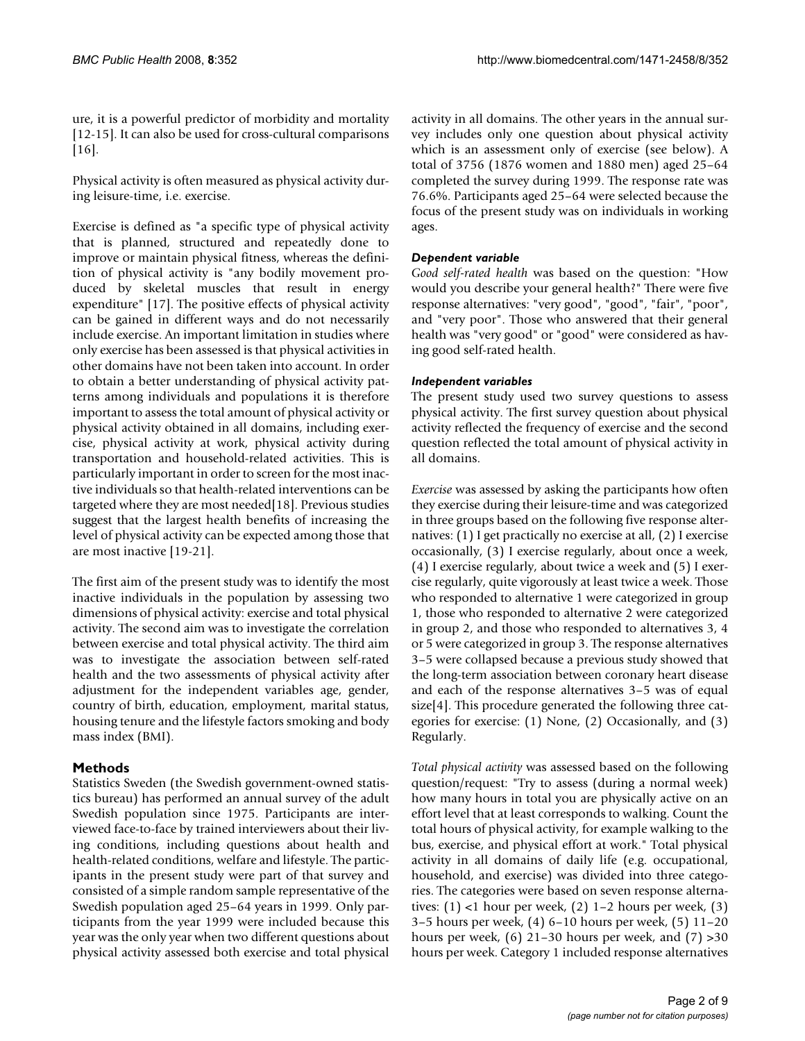ure, it is a powerful predictor of morbidity and mortality [12-15]. It can also be used for cross-cultural comparisons [16].

Physical activity is often measured as physical activity during leisure-time, i.e. exercise.

Exercise is defined as "a specific type of physical activity that is planned, structured and repeatedly done to improve or maintain physical fitness, whereas the definition of physical activity is "any bodily movement produced by skeletal muscles that result in energy expenditure" [17]. The positive effects of physical activity can be gained in different ways and do not necessarily include exercise. An important limitation in studies where only exercise has been assessed is that physical activities in other domains have not been taken into account. In order to obtain a better understanding of physical activity patterns among individuals and populations it is therefore important to assess the total amount of physical activity or physical activity obtained in all domains, including exercise, physical activity at work, physical activity during transportation and household-related activities. This is particularly important in order to screen for the most inactive individuals so that health-related interventions can be targeted where they are most needed[18]. Previous studies suggest that the largest health benefits of increasing the level of physical activity can be expected among those that are most inactive [19-21].

The first aim of the present study was to identify the most inactive individuals in the population by assessing two dimensions of physical activity: exercise and total physical activity. The second aim was to investigate the correlation between exercise and total physical activity. The third aim was to investigate the association between self-rated health and the two assessments of physical activity after adjustment for the independent variables age, gender, country of birth, education, employment, marital status, housing tenure and the lifestyle factors smoking and body mass index (BMI).

## Methods

Statistics Sweden (the Swedish government-owned statistics bureau) has performed an annual survey of the adult Swedish population since 1975. Participants are interviewed face-to-face by trained interviewers about their living conditions, including questions about health and health-related conditions, welfare and lifestyle. The participants in the present study were part of that survey and consisted of a simple random sample representative of the Swedish population aged 25–64 years in 1999. Only participants from the year 1999 were included because this year was the only year when two different questions about physical activity assessed both exercise and total physical activity in all domains. The other years in the annual survey includes only one question about physical activity which is an assessment only of exercise (see below). A total of 3756 (1876 women and 1880 men) aged 25–64 completed the survey during 1999. The response rate was 76.6%. Participants aged 25–64 were selected because the focus of the present study was on individuals in working ages.

### Dependent variable

*Good self-rated health* was based on the question: "How would you describe your general health?" There were five response alternatives: "very good", "good", "fair", "poor", and "very poor". Those who answered that their general health was "very good" or "good" were considered as having good self-rated health.

### Independent variables

The present study used two survey questions to assess physical activity. The first survey question about physical activity reflected the frequency of exercise and the second question reflected the total amount of physical activity in all domains.

*Exercise* was assessed by asking the participants how often they exercise during their leisure-time and was categorized in three groups based on the following five response alternatives: (1) I get practically no exercise at all, (2) I exercise occasionally, (3) I exercise regularly, about once a week, (4) I exercise regularly, about twice a week and (5) I exercise regularly, quite vigorously at least twice a week. Those who responded to alternative 1 were categorized in group 1, those who responded to alternative 2 were categorized in group 2, and those who responded to alternatives 3, 4 or 5 were categorized in group 3. The response alternatives 3–5 were collapsed because a previous study showed that the long-term association between coronary heart disease and each of the response alternatives 3–5 was of equal size[4]. This procedure generated the following three categories for exercise: (1) None, (2) Occasionally, and (3) Regularly.

*Total physical activity* was assessed based on the following question/request: "Try to assess (during a normal week) how many hours in total you are physically active on an effort level that at least corresponds to walking. Count the total hours of physical activity, for example walking to the bus, exercise, and physical effort at work." Total physical activity in all domains of daily life (e.g. occupational, household, and exercise) was divided into three categories. The categories were based on seven response alternatives: (1) <1 hour per week, (2) 1–2 hours per week, (3) 3–5 hours per week, (4) 6–10 hours per week, (5) 11–20 hours per week, (6) 21–30 hours per week, and (7) >30 hours per week. Category 1 included response alternatives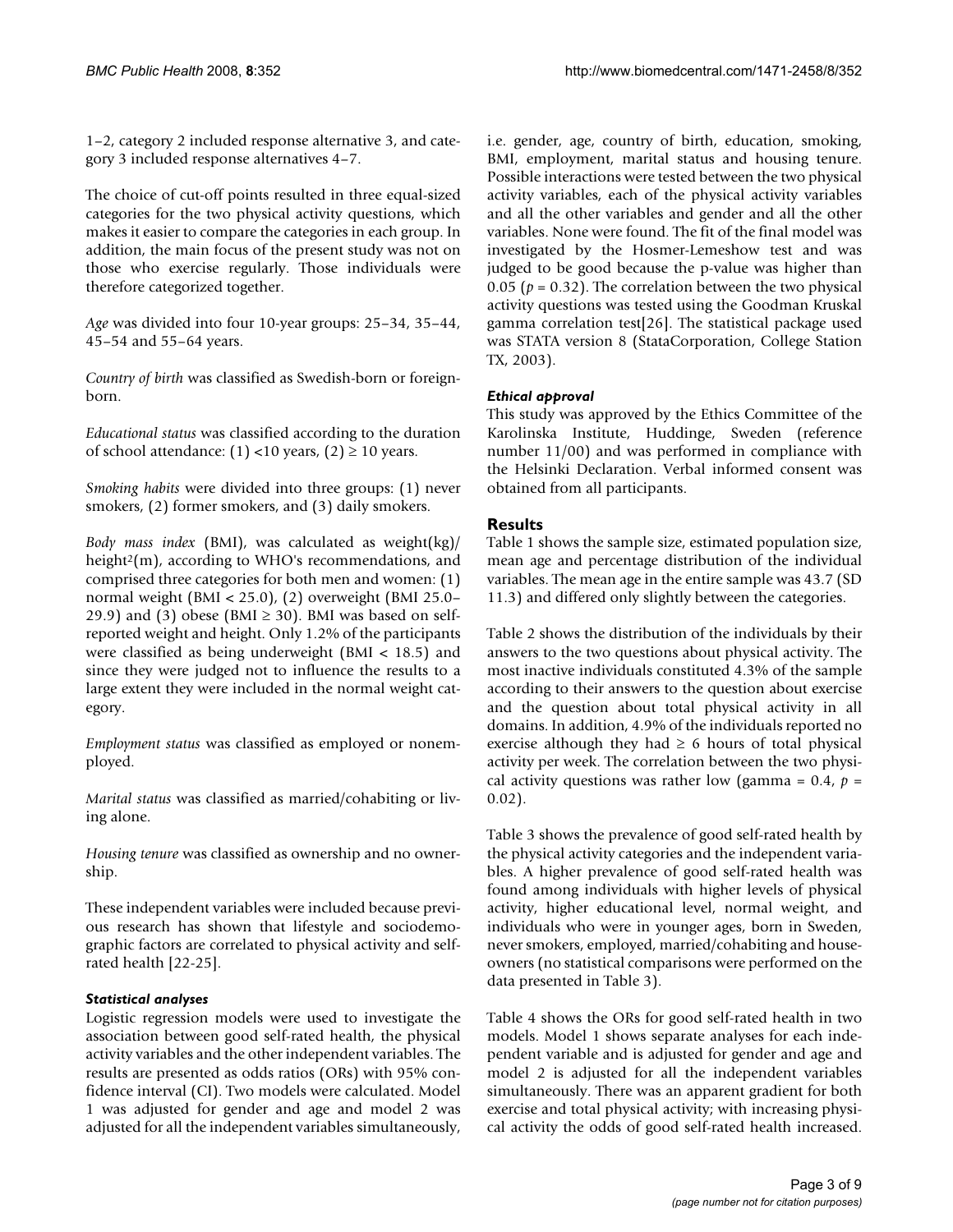1–2, category 2 included response alternative 3, and category 3 included response alternatives 4–7.

The choice of cut-off points resulted in three equal-sized categories for the two physical activity questions, which makes it easier to compare the categories in each group. In addition, the main focus of the present study was not on those who exercise regularly. Those individuals were therefore categorized together.

*Age* was divided into four 10-year groups: 25–34, 35–44, 45–54 and 55–64 years.

*Country of birth* was classified as Swedish-born or foreign-born.

*Educational status* was classified according to the duration of school attendance: (1) <10 years, (2) ≥ 10 years.

*Smoking habits* were divided into three groups: (1) never smokers, (2) former smokers, and (3) daily smokers.

*Body mass index* (BMI), was calculated as weight(kg)/height$^2$(m), according to WHO's recommendations, and comprised three categories for both men and women: (1) normal weight (BMI < 25.0), (2) overweight (BMI 25.0–29.9) and (3) obese (BMI ≥ 30). BMI was based on self-reported weight and height. Only 1.2% of the participants were classified as being underweight (BMI < 18.5) and since they were judged not to influence the results to a large extent they were included in the normal weight category.

*Employment status* was classified as employed or nonemployed.

*Marital status* was classified as married/cohabiting or living alone.

*Housing tenure* was classified as ownership and no ownership.

These independent variables were included because previous research has shown that lifestyle and sociodemographic factors are correlated to physical activity and self-rated health [22-25].

### *Statistical analyses*

Logistic regression models were used to investigate the association between good self-rated health, the physical activity variables and the other independent variables. The results are presented as odds ratios (ORs) with 95% confidence interval (CI). Two models were calculated. Model 1 was adjusted for gender and age and model 2 was adjusted for all the independent variables simultaneously, i.e. gender, age, country of birth, education, smoking, BMI, employment, marital status and housing tenure. Possible interactions were tested between the two physical activity variables, each of the physical activity variables and all the other variables and gender and all the other variables. None were found. The fit of the final model was investigated by the Hosmer-Lemeshow test and was judged to be good because the p-value was higher than 0.05 ($p = 0.32$). The correlation between the two physical activity questions was tested using the Goodman Kruskal gamma correlation test[26]. The statistical package used was STATA version 8 (StataCorporation, College Station TX, 2003).

### *Ethical approval*

This study was approved by the Ethics Committee of the Karolinska Institute, Huddinge, Sweden (reference number 11/00) and was performed in compliance with the Helsinki Declaration. Verbal informed consent was obtained from all participants.

## Results

Table 1 shows the sample size, estimated population size, mean age and percentage distribution of the individual variables. The mean age in the entire sample was 43.7 (SD 11.3) and differed only slightly between the categories.

Table 2 shows the distribution of the individuals by their answers to the two questions about physical activity. The most inactive individuals constituted 4.3% of the sample according to their answers to the question about exercise and the question about total physical activity in all domains. In addition, 4.9% of the individuals reported no exercise although they had ≥ 6 hours of total physical activity per week. The correlation between the two physical activity questions was rather low (gamma = 0.4, $p = 0.02$).

Table 3 shows the prevalence of good self-rated health by the physical activity categories and the independent variables. A higher prevalence of good self-rated health was found among individuals with higher levels of physical activity, higher educational level, normal weight, and individuals who were in younger ages, born in Sweden, never smokers, employed, married/cohabiting and house-owners (no statistical comparisons were performed on the data presented in Table 3).

Table 4 shows the ORs for good self-rated health in two models. Model 1 shows separate analyses for each independent variable and is adjusted for gender and age and model 2 is adjusted for all the independent variables simultaneously. There was an apparent gradient for both exercise and total physical activity; with increasing physical activity the odds of good self-rated health increased.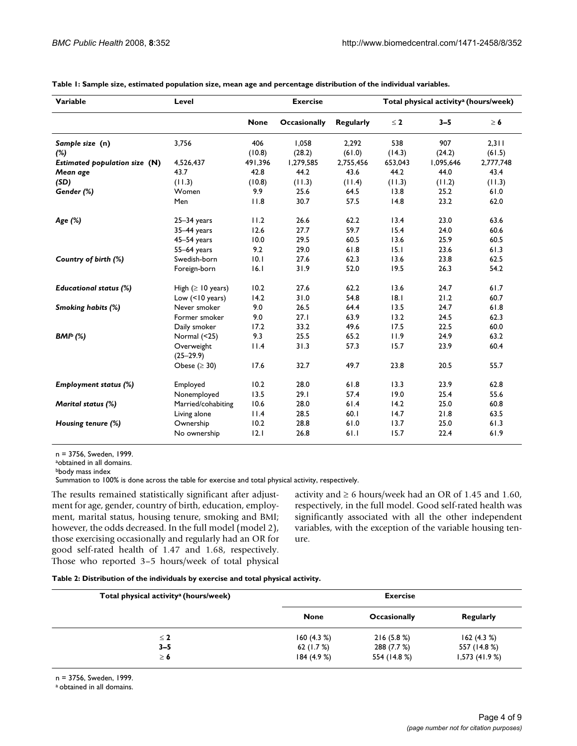**Table 1: Sample size, estimated population size, mean age and percentage distribution of the individual variables.**

| Variable | Level | Exercise | | | Total physical activity[a] (hours/week) | | |
|---|---|---|---|---|---|---|---|
| | | None | Occasionally | Regularly | ≤ 2 | 3–5 | ≥ 6 |
| *Sample size (n)* | 3,756 | 406 | 1,058 | 2,292 | 538 | 907 | 2,311 |
| *(%)* | | (10.8) | (28.2) | (61.0) | (14.3) | (24.2) | (61.5) |
| *Estimated population size (N)* | 4,526,437 | 491,396 | 1,279,585 | 2,755,456 | 653,043 | 1,095,646 | 2,777,748 |
| *Mean age* | 43.7 | 42.8 | 44.2 | 43.6 | 44.2 | 44.0 | 43.4 |
| *(SD)* | (11.3) | (10.8) | (11.3) | (11.4) | (11.3) | (11.2) | (11.3) |
| *Gender (%)* | Women | 9.9 | 25.6 | 64.5 | 13.8 | 25.2 | 61.0 |
| | Men | 11.8 | 30.7 | 57.5 | 14.8 | 23.2 | 62.0 |
| *Age (%)* | 25–34 years | 11.2 | 26.6 | 62.2 | 13.4 | 23.0 | 63.6 |
| | 35–44 years | 12.6 | 27.7 | 59.7 | 15.4 | 24.0 | 60.6 |
| | 45–54 years | 10.0 | 29.5 | 60.5 | 13.6 | 25.9 | 60.5 |
| | 55–64 years | 9.2 | 29.0 | 61.8 | 15.1 | 23.6 | 61.3 |
| *Country of birth (%)* | Swedish-born | 10.1 | 27.6 | 62.3 | 13.6 | 23.8 | 62.5 |
| | Foreign-born | 16.1 | 31.9 | 52.0 | 19.5 | 26.3 | 54.2 |
| *Educational status (%)* | High (≥ 10 years) | 10.2 | 27.6 | 62.2 | 13.6 | 24.7 | 61.7 |
| | Low (<10 years) | 14.2 | 31.0 | 54.8 | 18.1 | 21.2 | 60.7 |
| *Smoking habits (%)* | Never smoker | 9.0 | 26.5 | 64.4 | 13.5 | 24.7 | 61.8 |
| | Former smoker | 9.0 | 27.1 | 63.9 | 13.2 | 24.5 | 62.3 |
| | Daily smoker | 17.2 | 33.2 | 49.6 | 17.5 | 22.5 | 60.0 |
| *BMI[b] (%)* | Normal (<25) | 9.3 | 25.5 | 65.2 | 11.9 | 24.9 | 63.2 |
| | Overweight (25–29.9) | 11.4 | 31.3 | 57.3 | 15.7 | 23.9 | 60.4 |
| | Obese (≥ 30) | 17.6 | 32.7 | 49.7 | 23.8 | 20.5 | 55.7 |
| *Employment status (%)* | Employed | 10.2 | 28.0 | 61.8 | 13.3 | 23.9 | 62.8 |
| | Nonemployed | 13.5 | 29.1 | 57.4 | 19.0 | 25.4 | 55.6 |
| *Marital status (%)* | Married/cohabiting | 10.6 | 28.0 | 61.4 | 14.2 | 25.0 | 60.8 |
| | Living alone | 11.4 | 28.5 | 60.1 | 14.7 | 21.8 | 63.5 |
| *Housing tenure (%)* | Ownership | 10.2 | 28.8 | 61.0 | 13.7 | 25.0 | 61.3 |
| | No ownership | 12.1 | 26.8 | 61.1 | 15.7 | 22.4 | 61.9 |

n = 3756, Sweden, 1999.
[a]obtained in all domains.
[b]body mass index
Summation to 100% is done across the table for exercise and total physical activity, respectively.

The results remained statistically significant after adjustment for age, gender, country of birth, education, employment, marital status, housing tenure, smoking and BMI; however, the odds decreased. In the full model (model 2), those exercising occasionally and regularly had an OR for good self-rated health of 1.47 and 1.68, respectively. Those who reported 3–5 hours/week of total physical activity and ≥ 6 hours/week had an OR of 1.45 and 1.60, respectively, in the full model. Good self-rated health was significantly associated with all the other independent variables, with the exception of the variable housing tenure.

**Table 2: Distribution of the individuals by exercise and total physical activity.**

| Total physical activity[a] (hours/week) | Exercise | | |
|---|---|---|---|
| | None | Occasionally | Regularly |
| **≤ 2** | 160 (4.3 %) | 216 (5.8 %) | 162 (4.3 %) |
| **3–5** | 62 (1.7 %) | 288 (7.7 %) | 557 (14.8 %) |
| **≥ 6** | 184 (4.9 %) | 554 (14.8 %) | 1,573 (41.9 %) |

n = 3756, Sweden, 1999.
[a] obtained in all domains.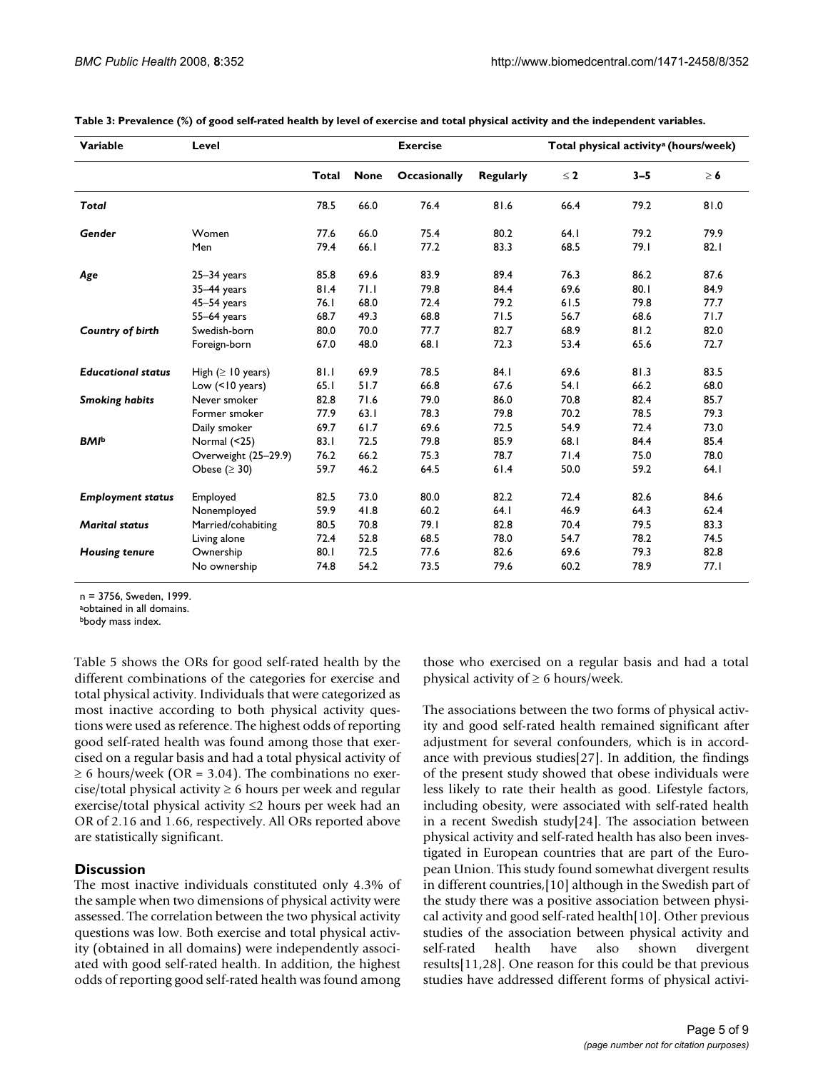**Table 3: Prevalence (%) of good self-rated health by level of exercise and total physical activity and the independent variables.**

| Variable | Level | | Exercise | | | Total physical activity[a] (hours/week) | | |
|---|---|---|---|---|---|---|---|---|
| | | Total | None | Occasionally | Regularly | ≤ 2 | 3–5 | ≥ 6 |
| ***Total*** | | 78.5 | 66.0 | 76.4 | 81.6 | 66.4 | 79.2 | 81.0 |
| ***Gender*** | Women | 77.6 | 66.0 | 75.4 | 80.2 | 64.1 | 79.2 | 79.9 |
| | Men | 79.4 | 66.1 | 77.2 | 83.3 | 68.5 | 79.1 | 82.1 |
| ***Age*** | 25–34 years | 85.8 | 69.6 | 83.9 | 89.4 | 76.3 | 86.2 | 87.6 |
| | 35–44 years | 81.4 | 71.1 | 79.8 | 84.4 | 69.6 | 80.1 | 84.9 |
| | 45–54 years | 76.1 | 68.0 | 72.4 | 79.2 | 61.5 | 79.8 | 77.7 |
| | 55–64 years | 68.7 | 49.3 | 68.8 | 71.5 | 56.7 | 68.6 | 71.7 |
| ***Country of birth*** | Swedish-born | 80.0 | 70.0 | 77.7 | 82.7 | 68.9 | 81.2 | 82.0 |
| | Foreign-born | 67.0 | 48.0 | 68.1 | 72.3 | 53.4 | 65.6 | 72.7 |
| ***Educational status*** | High (≥ 10 years) | 81.1 | 69.9 | 78.5 | 84.1 | 69.6 | 81.3 | 83.5 |
| | Low (<10 years) | 65.1 | 51.7 | 66.8 | 67.6 | 54.1 | 66.2 | 68.0 |
| ***Smoking habits*** | Never smoker | 82.8 | 71.6 | 79.0 | 86.0 | 70.8 | 82.4 | 85.7 |
| | Former smoker | 77.9 | 63.1 | 78.3 | 79.8 | 70.2 | 78.5 | 79.3 |
| | Daily smoker | 69.7 | 61.7 | 69.6 | 72.5 | 54.9 | 72.4 | 73.0 |
| ***BMI***[b] | Normal (<25) | 83.1 | 72.5 | 79.8 | 85.9 | 68.1 | 84.4 | 85.4 |
| | Overweight (25–29.9) | 76.2 | 66.2 | 75.3 | 78.7 | 71.4 | 75.0 | 78.0 |
| | Obese (≥ 30) | 59.7 | 46.2 | 64.5 | 61.4 | 50.0 | 59.2 | 64.1 |
| ***Employment status*** | Employed | 82.5 | 73.0 | 80.0 | 82.2 | 72.4 | 82.6 | 84.6 |
| | Nonemployed | 59.9 | 41.8 | 60.2 | 64.1 | 46.9 | 64.3 | 62.4 |
| ***Marital status*** | Married/cohabiting | 80.5 | 70.8 | 79.1 | 82.8 | 70.4 | 79.5 | 83.3 |
| | Living alone | 72.4 | 52.8 | 68.5 | 78.0 | 54.7 | 78.2 | 74.5 |
| ***Housing tenure*** | Ownership | 80.1 | 72.5 | 77.6 | 82.6 | 69.6 | 79.3 | 82.8 |
| | No ownership | 74.8 | 54.2 | 73.5 | 79.6 | 60.2 | 78.9 | 77.1 |

n = 3756, Sweden, 1999.
[a]obtained in all domains.
[b]body mass index.

Table 5 shows the ORs for good self-rated health by the different combinations of the categories for exercise and total physical activity. Individuals that were categorized as most inactive according to both physical activity questions were used as reference. The highest odds of reporting good self-rated health was found among those that exercised on a regular basis and had a total physical activity of ≥ 6 hours/week (OR = 3.04). The combinations no exercise/total physical activity ≥ 6 hours per week and regular exercise/total physical activity ≤2 hours per week had an OR of 2.16 and 1.66, respectively. All ORs reported above are statistically significant.

## Discussion

The most inactive individuals constituted only 4.3% of the sample when two dimensions of physical activity were assessed. The correlation between the two physical activity questions was low. Both exercise and total physical activity (obtained in all domains) were independently associated with good self-rated health. In addition, the highest odds of reporting good self-rated health was found among those who exercised on a regular basis and had a total physical activity of ≥ 6 hours/week.

The associations between the two forms of physical activity and good self-rated health remained significant after adjustment for several confounders, which is in accordance with previous studies[27]. In addition, the findings of the present study showed that obese individuals were less likely to rate their health as good. Lifestyle factors, including obesity, were associated with self-rated health in a recent Swedish study[24]. The association between physical activity and self-rated health has also been investigated in European countries that are part of the European Union. This study found somewhat divergent results in different countries,[10] although in the Swedish part of the study there was a positive association between physical activity and good self-rated health[10]. Other previous studies of the association between physical activity and self-rated health have also shown divergent results[11,28]. One reason for this could be that previous studies have addressed different forms of physical activi-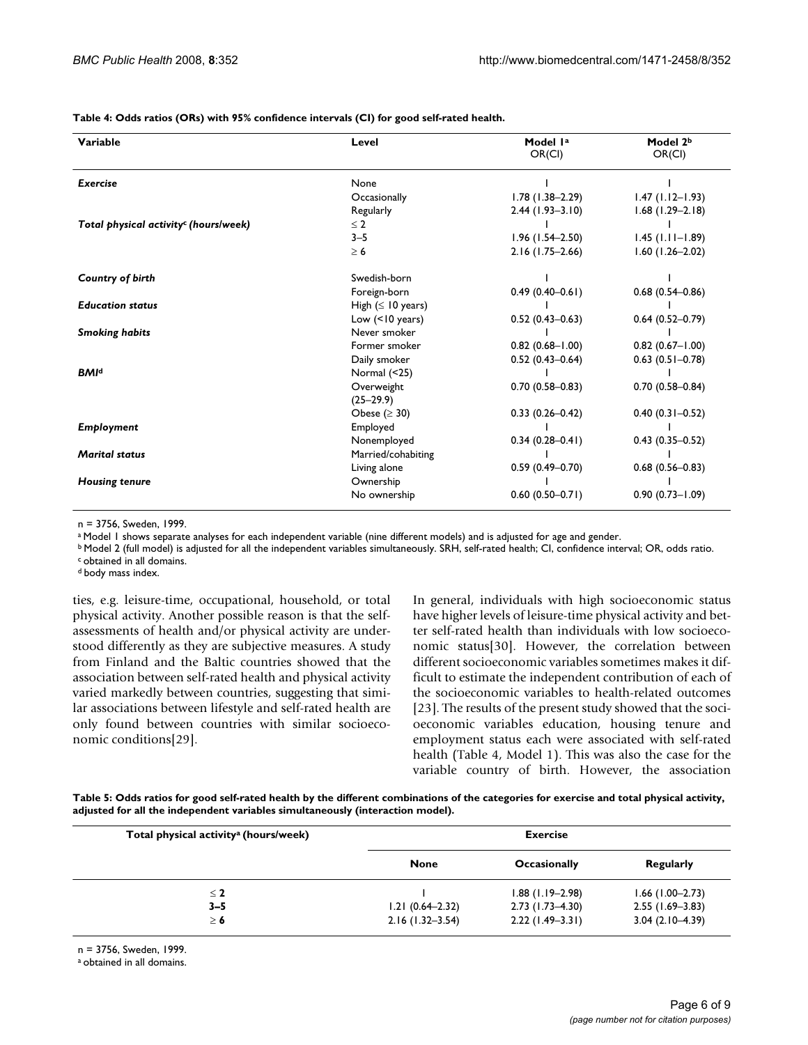**Table 4: Odds ratios (ORs) with 95% confidence intervals (CI) for good self-rated health.**

| Variable | Level | Model 1[a] OR(CI) | Model 2[b] OR(CI) |
| --- | --- | --- | --- |
| *Exercise* | None | 1 | 1 |
| | Occasionally | 1.78 (1.38–2.29) | 1.47 (1.12–1.93) |
| | Regularly | 2.44 (1.93–3.10) | 1.68 (1.29–2.18) |
| *Total physical activity[c] (hours/week)* | ≤ 2 | 1 | 1 |
| | 3–5 | 1.96 (1.54–2.50) | 1.45 (1.11–1.89) |
| | ≥ 6 | 2.16 (1.75–2.66) | 1.60 (1.26–2.02) |
| *Country of birth* | Swedish-born | 1 | 1 |
| | Foreign-born | 0.49 (0.40–0.61) | 0.68 (0.54–0.86) |
| *Education status* | High (≤ 10 years) | 1 | 1 |
| | Low (<10 years) | 0.52 (0.43–0.63) | 0.64 (0.52–0.79) |
| *Smoking habits* | Never smoker | 1 | 1 |
| | Former smoker | 0.82 (0.68–1.00) | 0.82 (0.67–1.00) |
| | Daily smoker | 0.52 (0.43–0.64) | 0.63 (0.51–0.78) |
| *BMI[d]* | Normal (<25) | 1 | 1 |
| | Overweight (25–29.9) | 0.70 (0.58–0.83) | 0.70 (0.58–0.84) |
| | Obese (≥ 30) | 0.33 (0.26–0.42) | 0.40 (0.31–0.52) |
| *Employment* | Employed | 1 | 1 |
| | Nonemployed | 0.34 (0.28–0.41) | 0.43 (0.35–0.52) |
| *Marital status* | Married/cohabiting | 1 | 1 |
| | Living alone | 0.59 (0.49–0.70) | 0.68 (0.56–0.83) |
| *Housing tenure* | Ownership | 1 | 1 |
| | No ownership | 0.60 (0.50–0.71) | 0.90 (0.73–1.09) |

n = 3756, Sweden, 1999.
[a] Model 1 shows separate analyses for each independent variable (nine different models) and is adjusted for age and gender.
[b] Model 2 (full model) is adjusted for all the independent variables simultaneously. SRH, self-rated health; CI, confidence interval; OR, odds ratio.
[c] obtained in all domains.
[d] body mass index.

ties, e.g. leisure-time, occupational, household, or total physical activity. Another possible reason is that the self-assessments of health and/or physical activity are understood differently as they are subjective measures. A study from Finland and the Baltic countries showed that the association between self-rated health and physical activity varied markedly between countries, suggesting that similar associations between lifestyle and self-rated health are only found between countries with similar socioeconomic conditions[29].

In general, individuals with high socioeconomic status have higher levels of leisure-time physical activity and better self-rated health than individuals with low socioeconomic status[30]. However, the correlation between different socioeconomic variables sometimes makes it difficult to estimate the independent contribution of each of the socioeconomic variables to health-related outcomes [23]. The results of the present study showed that the socioeconomic variables education, housing tenure and employment status each were associated with self-rated health (Table 4, Model 1). This was also the case for the variable country of birth. However, the association

**Table 5: Odds ratios for good self-rated health by the different combinations of the categories for exercise and total physical activity, adjusted for all the independent variables simultaneously (interaction model).**

| Total physical activity[a] (hours/week) | Exercise | | |
| --- | --- | --- | --- |
| | **None** | **Occasionally** | **Regularly** |
| **≤ 2** | 1 | 1.88 (1.19–2.98) | 1.66 (1.00–2.73) |
| **3–5** | 1.21 (0.64–2.32) | 2.73 (1.73–4.30) | 2.55 (1.69–3.83) |
| **≥ 6** | 2.16 (1.32–3.54) | 2.22 (1.49–3.31) | 3.04 (2.10–4.39) |

n = 3756, Sweden, 1999.
[a] obtained in all domains.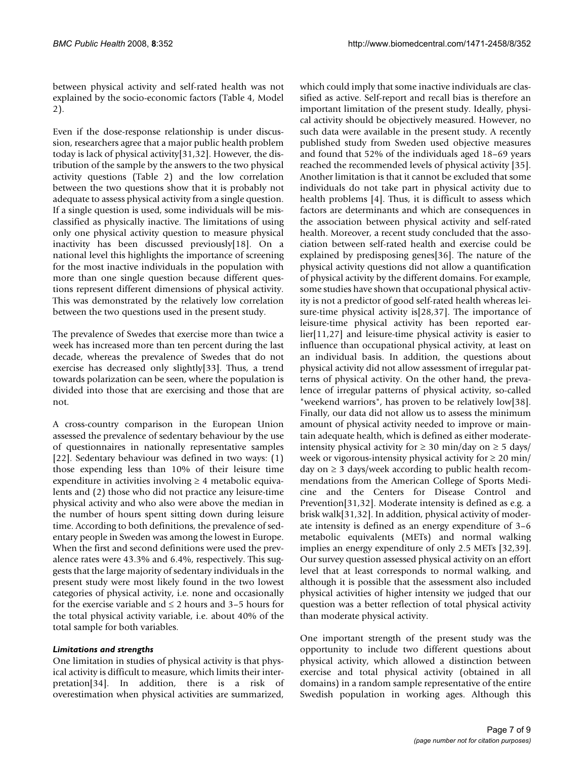between physical activity and self-rated health was not explained by the socio-economic factors (Table 4, Model 2).

Even if the dose-response relationship is under discussion, researchers agree that a major public health problem today is lack of physical activity[31,32]. However, the distribution of the sample by the answers to the two physical activity questions (Table 2) and the low correlation between the two questions show that it is probably not adequate to assess physical activity from a single question. If a single question is used, some individuals will be misclassified as physically inactive. The limitations of using only one physical activity question to measure physical inactivity has been discussed previously[18]. On a national level this highlights the importance of screening for the most inactive individuals in the population with more than one single question because different questions represent different dimensions of physical activity. This was demonstrated by the relatively low correlation between the two questions used in the present study.

The prevalence of Swedes that exercise more than twice a week has increased more than ten percent during the last decade, whereas the prevalence of Swedes that do not exercise has decreased only slightly[33]. Thus, a trend towards polarization can be seen, where the population is divided into those that are exercising and those that are not.

A cross-country comparison in the European Union assessed the prevalence of sedentary behaviour by the use of questionnaires in nationally representative samples [22]. Sedentary behaviour was defined in two ways: (1) those expending less than 10% of their leisure time expenditure in activities involving ≥ 4 metabolic equivalents and (2) those who did not practice any leisure-time physical activity and who also were above the median in the number of hours spent sitting down during leisure time. According to both definitions, the prevalence of sedentary people in Sweden was among the lowest in Europe. When the first and second definitions were used the prevalence rates were 43.3% and 6.4%, respectively. This suggests that the large majority of sedentary individuals in the present study were most likely found in the two lowest categories of physical activity, i.e. none and occasionally for the exercise variable and ≤ 2 hours and 3–5 hours for the total physical activity variable, i.e. about 40% of the total sample for both variables.

#### *Limitations and strengths*

One limitation in studies of physical activity is that physical activity is difficult to measure, which limits their interpretation[34]. In addition, there is a risk of overestimation when physical activities are summarized, which could imply that some inactive individuals are classified as active. Self-report and recall bias is therefore an important limitation of the present study. Ideally, physical activity should be objectively measured. However, no such data were available in the present study. A recently published study from Sweden used objective measures and found that 52% of the individuals aged 18–69 years reached the recommended levels of physical activity [35]. Another limitation is that it cannot be excluded that some individuals do not take part in physical activity due to health problems [4]. Thus, it is difficult to assess which factors are determinants and which are consequences in the association between physical activity and self-rated health. Moreover, a recent study concluded that the association between self-rated health and exercise could be explained by predisposing genes[36]. The nature of the physical activity questions did not allow a quantification of physical activity by the different domains. For example, some studies have shown that occupational physical activity is not a predictor of good self-rated health whereas leisure-time physical activity is[28,37]. The importance of leisure-time physical activity has been reported earlier[11,27] and leisure-time physical activity is easier to influence than occupational physical activity, at least on an individual basis. In addition, the questions about physical activity did not allow assessment of irregular patterns of physical activity. On the other hand, the prevalence of irregular patterns of physical activity, so-called "weekend warriors", has proven to be relatively low[38]. Finally, our data did not allow us to assess the minimum amount of physical activity needed to improve or maintain adequate health, which is defined as either moderate-intensity physical activity for ≥ 30 min/day on ≥ 5 days/week or vigorous-intensity physical activity for ≥ 20 min/day on ≥ 3 days/week according to public health recommendations from the American College of Sports Medicine and the Centers for Disease Control and Prevention[31,32]. Moderate intensity is defined as e.g. a brisk walk[31,32]. In addition, physical activity of moderate intensity is defined as an energy expenditure of 3–6 metabolic equivalents (METs) and normal walking implies an energy expenditure of only 2.5 METs [32,39]. Our survey question assessed physical activity on an effort level that at least corresponds to normal walking, and although it is possible that the assessment also included physical activities of higher intensity we judged that our question was a better reflection of total physical activity than moderate physical activity.

One important strength of the present study was the opportunity to include two different questions about physical activity, which allowed a distinction between exercise and total physical activity (obtained in all domains) in a random sample representative of the entire Swedish population in working ages. Although this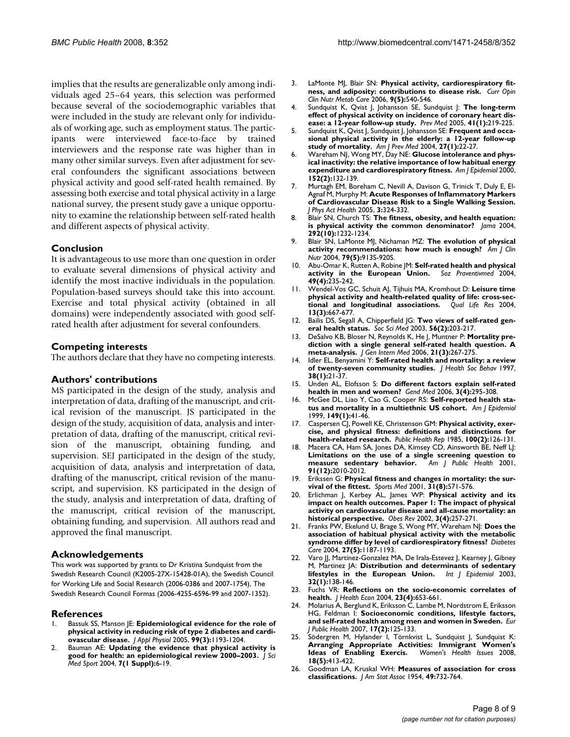implies that the results are generalizable only among individuals aged 25–64 years, this selection was performed because several of the sociodemographic variables that were included in the study are relevant only for individuals of working age, such as employment status. The participants were interviewed face-to-face by trained interviewers and the response rate was higher than in many other similar surveys. Even after adjustment for several confounders the significant associations between physical activity and good self-rated health remained. By assessing both exercise and total physical activity in a large national survey, the present study gave a unique opportunity to examine the relationship between self-rated health and different aspects of physical activity.

## Conclusion

It is advantageous to use more than one question in order to evaluate several dimensions of physical activity and identify the most inactive individuals in the population. Population-based surveys should take this into account. Exercise and total physical activity (obtained in all domains) were independently associated with good self-rated health after adjustment for several confounders.

## Competing interests

The authors declare that they have no competing interests.

## Authors' contributions

MS participated in the design of the study, analysis and interpretation of data, drafting of the manuscript, and critical revision of the manuscript. JS participated in the design of the study, acquisition of data, analysis and interpretation of data, drafting of the manuscript, critical revision of the manuscript, obtaining funding, and supervision. SEJ participated in the design of the study, acquisition of data, analysis and interpretation of data, drafting of the manuscript, critical revision of the manuscript, and supervision. KS participated in the design of the study, analysis and interpretation of data, drafting of the manuscript, critical revision of the manuscript, obtaining funding, and supervision. All authors read and approved the final manuscript.

## Acknowledgements

This work was supported by grants to Dr Kristina Sundquist from the Swedish Research Council (K2005-27X-15428-01A), the Swedish Council for Working Life and Social Research (2006-0386 and 2007-1754), The Swedish Research Council Formas (2006-4255-6596-99 and 2007-1352).

## References

1. Bassuk SS, Manson JE: **Epidemiological evidence for the role of physical activity in reducing risk of type 2 diabetes and cardiovascular disease.** *J Appl Physiol* 2005, **99(3):**1193-1204.
2. Bauman AE: **Updating the evidence that physical activity is good for health: an epidemiological review 2000–2003.** *J Sci Med Sport* 2004, **7(1 Suppl):**6-19.
3. LaMonte MJ, Blair SN: **Physical activity, cardiorespiratory fitness, and adiposity: contributions to disease risk.** *Curr Opin Clin Nutr Metab Care* 2006, **9(5):**540-546.
4. Sundquist K, Qvist J, Johansson SE, Sundquist J: **The long-term effect of physical activity on incidence of coronary heart disease: a 12-year follow-up study.** *Prev Med* 2005, **41(1):**219-225.
5. Sundquist K, Qvist J, Sundquist J, Johansson SE: **Frequent and occasional physical activity in the elderly: a 12-year follow-up study of mortality.** *Am J Prev Med* 2004, **27(1):**22-27.
6. Wareham NJ, Wong MY, Day NE: **Glucose intolerance and physical inactivity: the relative importance of low habitual energy expenditure and cardiorespiratory fitness.** *Am J Epidemiol* 2000, **152(2):**132-139.
7. Murtagh EM, Boreham C, Nevill A, Davison G, Trinick T, Duly E, El-Agnaf M, Murphy M: **Acute Responses of Inflammatory Markers of Cardiovascular Disease Risk to a Single Walking Session.** *J Phys Act Health* 2005, **3:**324-332.
8. Blair SN, Church TS: **The fitness, obesity, and health equation: is physical activity the common denominator?** *Jama* 2004, **292(10):**1232-1234.
9. Blair SN, LaMonte MJ, Nichaman MZ: **The evolution of physical activity recommendations: how much is enough?** *Am J Clin Nutr* 2004, **79(5):**913S-920S.
10. Abu-Omar K, Rutten A, Robine JM: **Self-rated health and physical activity in the European Union.** *Soz Praventivmed* 2004, **49(4):**235-242.
11. Wendel-Vos GC, Schuit AJ, Tijhuis MA, Kromhout D: **Leisure time physical activity and health-related quality of life: cross-sectional and longitudinal associations.** *Qual Life Res* 2004, **13(3):**667-677.
12. Bailis DS, Segall A, Chipperfield JG: **Two views of self-rated general health status.** *Soc Sci Med* 2003, **56(2):**203-217.
13. DeSalvo KB, Bloser N, Reynolds K, He J, Muntner P: **Mortality prediction with a single general self-rated health question. A meta-analysis.** *J Gen Intern Med* 2006, **21(3):**267-275.
14. Idler EL, Benyamini Y: **Self-rated health and mortality: a review of twenty-seven community studies.** *J Health Soc Behav* 1997, **38(1):**21-37.
15. Unden AL, Elofsson S: **Do different factors explain self-rated health in men and women?** *Gend Med* 2006, **3(4):**295-308.
16. McGee DL, Liao Y, Cao G, Cooper RS: **Self-reported health status and mortality in a multiethnic US cohort.** *Am J Epidemiol* 1999, **149(1):**41-46.
17. Caspersen CJ, Powell KE, Christenson GM: **Physical activity, exercise, and physical fitness: definitions and distinctions for health-related research.** *Public Health Rep* 1985, **100(2):**126-131.
18. Macera CA, Ham SA, Jones DA, Kimsey CD, Ainsworth BE, Neff LJ: **Limitations on the use of a single screening question to measure sedentary behavior.** *Am J Public Health* 2001, **91(12):**2010-2012.
19. Erikssen G: **Physical fitness and changes in mortality: the survival of the fittest.** *Sports Med* 2001, **31(8):**571-576.
20. Erlichman J, Kerbey AL, James WP: **Physical activity and its impact on health outcomes. Paper 1: The impact of physical activity on cardiovascular disease and all-cause mortality: an historical perspective.** *Obes Rev* 2002, **3(4):**257-271.
21. Franks PW, Ekelund U, Brage S, Wong MY, Wareham NJ: **Does the association of habitual physical activity with the metabolic syndrome differ by level of cardiorespiratory fitness?** *Diabetes Care* 2004, **27(5):**1187-1193.
22. Varo JJ, Martinez-Gonzalez MA, De Irala-Estevez J, Kearney J, Gibney M, Martinez JA: **Distribution and determinants of sedentary lifestyles in the European Union.** *Int J Epidemiol* 2003, **32(1):**138-146.
23. Fuchs VR: **Reflections on the socio-economic correlates of health.** *J Health Econ* 2004, **23(4):**653-661.
24. Molarius A, Berglund K, Eriksson C, Lambe M, Nordstrom E, Eriksson HG, Feldman I: **Socioeconomic conditions, lifestyle factors, and self-rated health among men and women in Sweden.** *Eur J Public Health* 2007, **17(2):**125-133.
25. Södergren M, Hylander I, Törnkvist L, Sundquist J, Sundquist K: **Arranging Appropriate Activities: Immigrant Women's Ideas of Enabling Exercis.** *Women's Health Issues* 2008, **18(5):**413-422.
26. Goodman LA, Kruskal WH: **Measures of association for cross classifications.** *J Am Stat Assoc* 1954, **49:**732-764.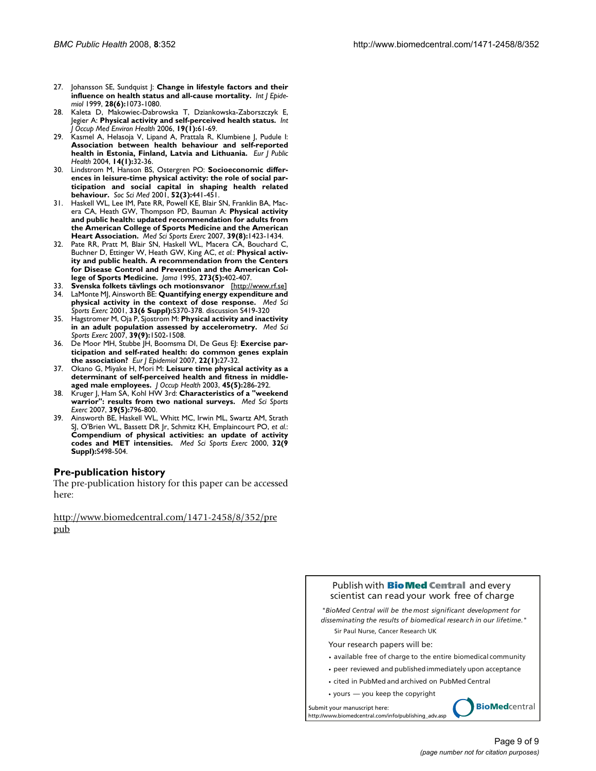27. Johansson SE, Sundquist J: **Change in lifestyle factors and their influence on health status and all-cause mortality.** *Int J Epidemiol* 1999, **28(6):**1073-1080.
28. Kaleta D, Makowiec-Dabrowska T, Dziankowska-Zaborszczyk E, Jegier A: **Physical activity and self-perceived health status.** *Int J Occup Med Environ Health* 2006, **19(1):**61-69.
29. Kasmel A, Helasoja V, Lipand A, Prattala R, Klumbiene J, Pudule I: **Association between health behaviour and self-reported health in Estonia, Finland, Latvia and Lithuania.** *Eur J Public Health* 2004, **14(1):**32-36.
30. Lindstrom M, Hanson BS, Ostergren PO: **Socioeconomic differences in leisure-time physical activity: the role of social participation and social capital in shaping health related behaviour.** *Soc Sci Med* 2001, **52(3):**441-451.
31. Haskell WL, Lee IM, Pate RR, Powell KE, Blair SN, Franklin BA, Macera CA, Heath GW, Thompson PD, Bauman A: **Physical activity and public health: updated recommendation for adults from the American College of Sports Medicine and the American Heart Association.** *Med Sci Sports Exerc* 2007, **39(8):**1423-1434.
32. Pate RR, Pratt M, Blair SN, Haskell WL, Macera CA, Bouchard C, Buchner D, Ettinger W, Heath GW, King AC, *et al.*: **Physical activity and public health. A recommendation from the Centers for Disease Control and Prevention and the American College of Sports Medicine.** *Jama* 1995, **273(5):**402-407.
33. **Svenska folkets tävlings och motionsvanor** [http://www.rf.se]
34. LaMonte MJ, Ainsworth BE: **Quantifying energy expenditure and physical activity in the context of dose response.** *Med Sci Sports Exerc* 2001, **33(6 Suppl):**S370-378. discussion S419-320
35. Hagstromer M, Oja P, Sjostrom M: **Physical activity and inactivity in an adult population assessed by accelerometry.** *Med Sci Sports Exerc* 2007, **39(9):**1502-1508.
36. De Moor MH, Stubbe JH, Boomsma DI, De Geus EJ: **Exercise participation and self-rated health: do common genes explain the association?** *Eur J Epidemiol* 2007, **22(1):**27-32.
37. Okano G, Miyake H, Mori M: **Leisure time physical activity as a determinant of self-perceived health and fitness in middle-aged male employees.** *J Occup Health* 2003, **45(5):**286-292.
38. Kruger J, Ham SA, Kohl HW 3rd: **Characteristics of a "weekend warrior": results from two national surveys.** *Med Sci Sports Exerc* 2007, **39(5):**796-800.
39. Ainsworth BE, Haskell WL, Whitt MC, Irwin ML, Swartz AM, Strath SJ, O'Brien WL, Bassett DR Jr, Schmitz KH, Emplaincourt PO, *et al.*: **Compendium of physical activities: an update of activity codes and MET intensities.** *Med Sci Sports Exerc* 2000, **32(9 Suppl):**S498-504.

## Pre-publication history

The pre-publication history for this paper can be accessed here:

http://www.biomedcentral.com/1471-2458/8/352/prepub

Publish with **BioMed Central** and every scientist can read your work free of charge

*"BioMed Central will be the most significant development for disseminating the results of biomedical research in our lifetime."*

Sir Paul Nurse, Cancer Research UK

Your research papers will be:

- available free of charge to the entire biomedical community
- peer reviewed and published immediately upon acceptance
- cited in PubMed and archived on PubMed Central
- yours — you keep the copyright

Submit your manuscript here:
http://www.biomedcentral.com/info/publishing_adv.asp

BioMedcentral